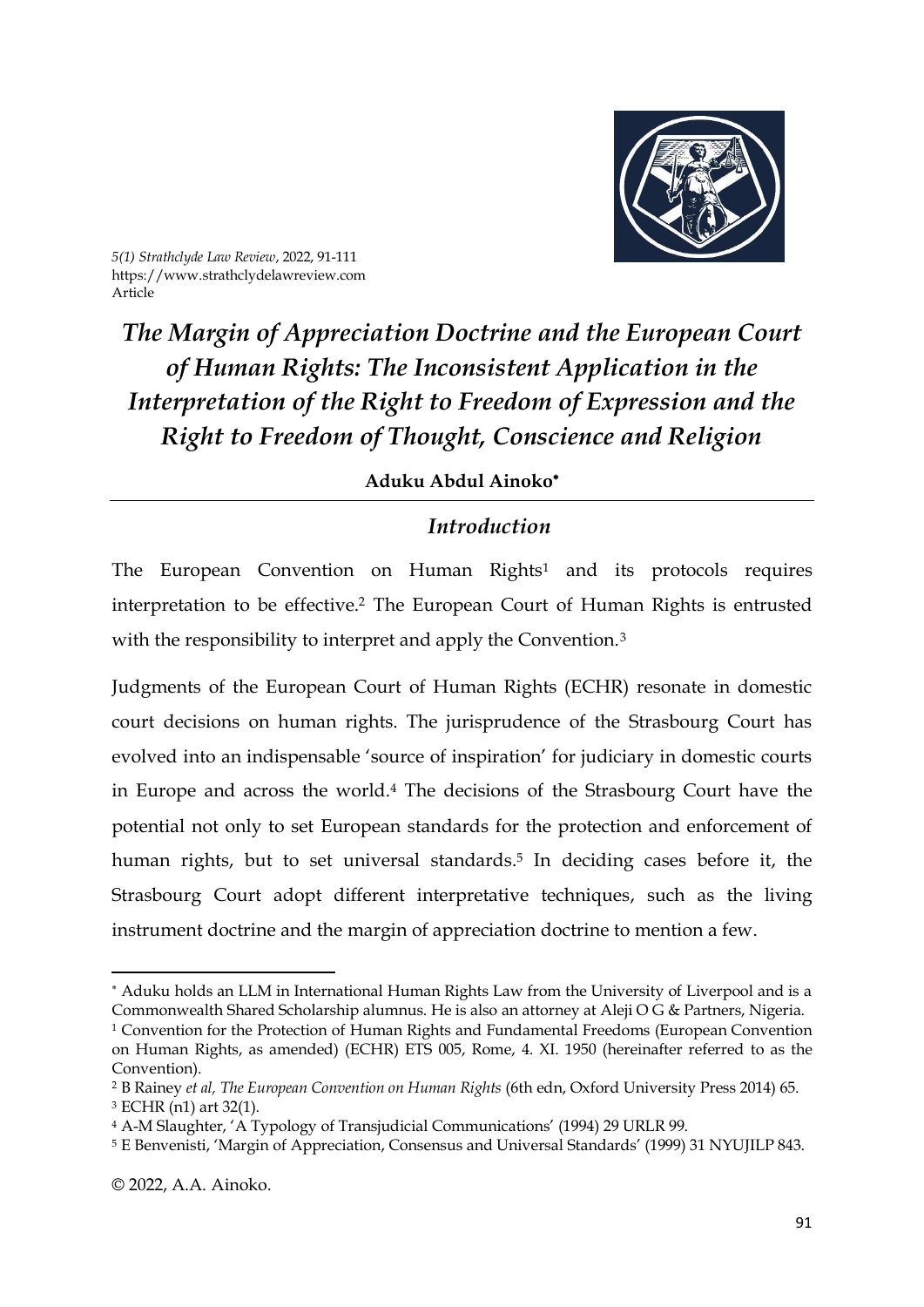# The Margin of Appreciation Doctrine and the European Court of Human Rights: The Inconsistent Application in the Interpretation of the Right to Freedom of Expression and the Right to Freedom of Thought, Conscience and Religion

**Aduku Abdul Ainoko***

## Introduction

The European Convention on Human Rights[1] and its protocols requires interpretation to be effective.[2] The European Court of Human Rights is entrusted with the responsibility to interpret and apply the Convention.[3]

Judgments of the European Court of Human Rights (ECHR) resonate in domestic court decisions on human rights. The jurisprudence of the Strasbourg Court has evolved into an indispensable 'source of inspiration' for judiciary in domestic courts in Europe and across the world.[4] The decisions of the Strasbourg Court have the potential not only to set European standards for the protection and enforcement of human rights, but to set universal standards.[5] In deciding cases before it, the Strasbourg Court adopt different interpretative techniques, such as the living instrument doctrine and the margin of appreciation doctrine to mention a few.

---

* Aduku holds an LLM in International Human Rights Law from the University of Liverpool and is a Commonwealth Shared Scholarship alumnus. He is also an attorney at Aleji O G & Partners, Nigeria.

[1] Convention for the Protection of Human Rights and Fundamental Freedoms (European Convention on Human Rights, as amended) (ECHR) ETS 005, Rome, 4. XI. 1950 (hereinafter referred to as the Convention).

[2] B Rainey *et al, The European Convention on Human Rights* (6th edn, Oxford University Press 2014) 65.

[3] ECHR (n1) art 32(1).

[4] A-M Slaughter, 'A Typology of Transjudicial Communications' (1994) 29 URLR 99.

[5] E Benvenisti, 'Margin of Appreciation, Consensus and Universal Standards' (1999) 31 NYUJILP 843.

© 2022, A.A. Ainoko.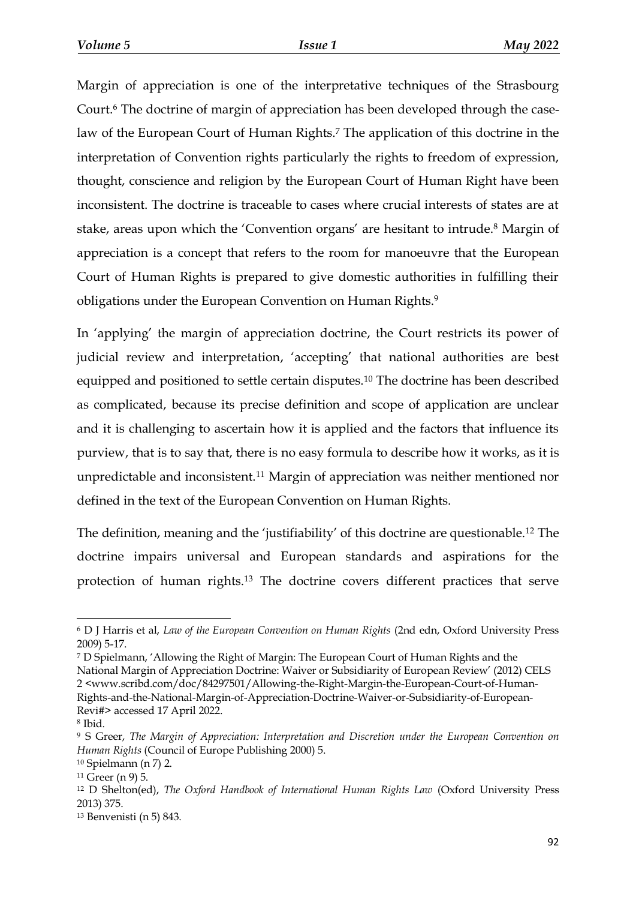Margin of appreciation is one of the interpretative techniques of the Strasbourg Court.[6] The doctrine of margin of appreciation has been developed through the case-law of the European Court of Human Rights.[7] The application of this doctrine in the interpretation of Convention rights particularly the rights to freedom of expression, thought, conscience and religion by the European Court of Human Right have been inconsistent. The doctrine is traceable to cases where crucial interests of states are at stake, areas upon which the 'Convention organs' are hesitant to intrude.[8] Margin of appreciation is a concept that refers to the room for manoeuvre that the European Court of Human Rights is prepared to give domestic authorities in fulfilling their obligations under the European Convention on Human Rights.[9]

In 'applying' the margin of appreciation doctrine, the Court restricts its power of judicial review and interpretation, 'accepting' that national authorities are best equipped and positioned to settle certain disputes.[10] The doctrine has been described as complicated, because its precise definition and scope of application are unclear and it is challenging to ascertain how it is applied and the factors that influence its purview, that is to say that, there is no easy formula to describe how it works, as it is unpredictable and inconsistent.[11] Margin of appreciation was neither mentioned nor defined in the text of the European Convention on Human Rights.

The definition, meaning and the 'justifiability' of this doctrine are questionable.[12] The doctrine impairs universal and European standards and aspirations for the protection of human rights.[13] The doctrine covers different practices that serve

---

[6] D J Harris et al, *Law of the European Convention on Human Rights* (2nd edn, Oxford University Press 2009) 5-17.

[7] D Spielmann, 'Allowing the Right of Margin: The European Court of Human Rights and the National Margin of Appreciation Doctrine: Waiver or Subsidiarity of European Review' (2012) CELS 2 <www.scribd.com/doc/84297501/Allowing-the-Right-Margin-the-European-Court-of-Human-Rights-and-the-National-Margin-of-Appreciation-Doctrine-Waiver-or-Subsidiarity-of-European-Revi#> accessed 17 April 2022.

[8] Ibid.

[9] S Greer, *The Margin of Appreciation: Interpretation and Discretion under the European Convention on Human Rights* (Council of Europe Publishing 2000) 5.

[10] Spielmann (n 7) 2.

[11] Greer (n 9) 5.

[12] D Shelton(ed), *The Oxford Handbook of International Human Rights Law* (Oxford University Press 2013) 375.

[13] Benvenisti (n 5) 843.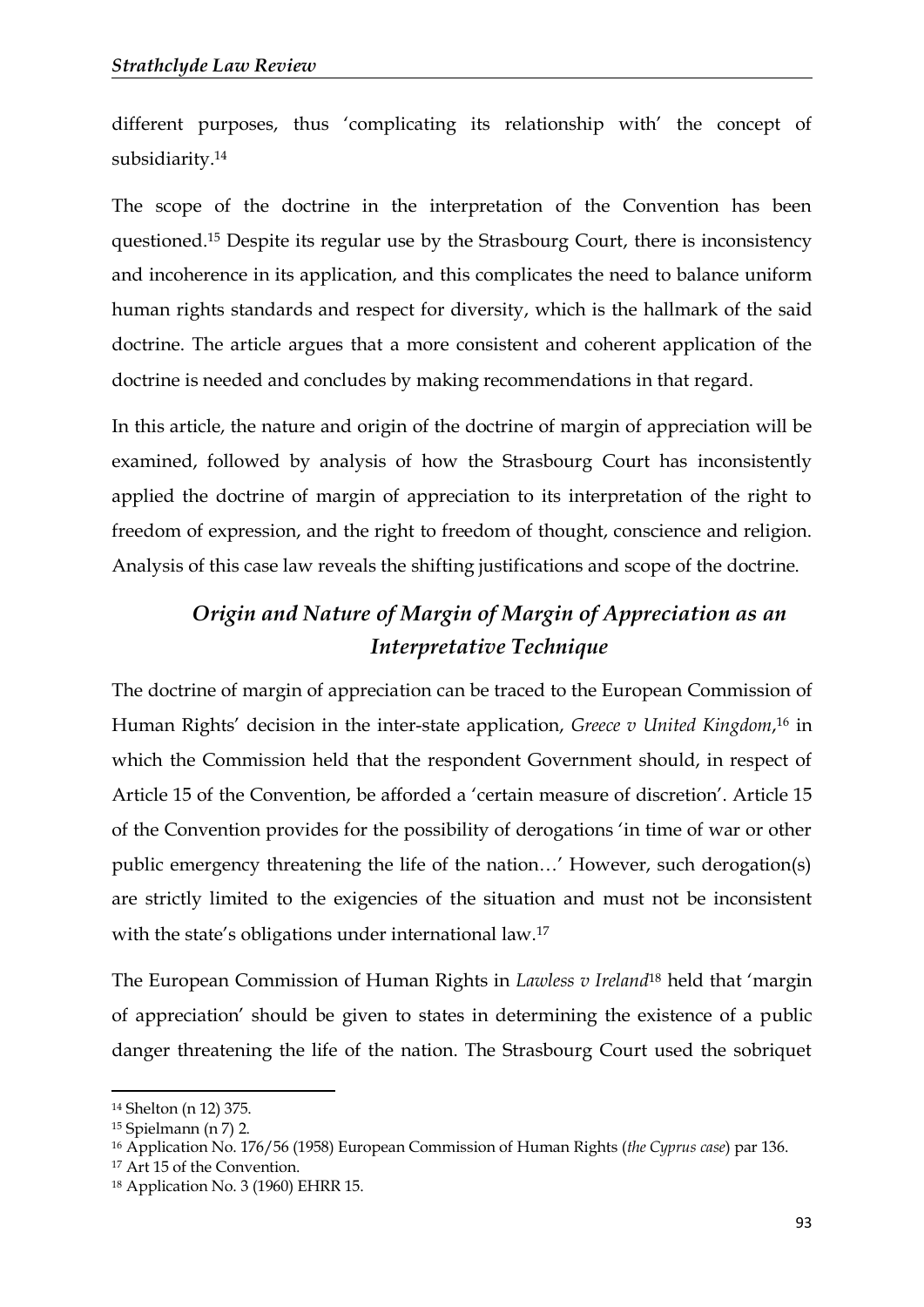different purposes, thus 'complicating its relationship with' the concept of subsidiarity.[14]

The scope of the doctrine in the interpretation of the Convention has been questioned.[15] Despite its regular use by the Strasbourg Court, there is inconsistency and incoherence in its application, and this complicates the need to balance uniform human rights standards and respect for diversity, which is the hallmark of the said doctrine. The article argues that a more consistent and coherent application of the doctrine is needed and concludes by making recommendations in that regard.

In this article, the nature and origin of the doctrine of margin of appreciation will be examined, followed by analysis of how the Strasbourg Court has inconsistently applied the doctrine of margin of appreciation to its interpretation of the right to freedom of expression, and the right to freedom of thought, conscience and religion. Analysis of this case law reveals the shifting justifications and scope of the doctrine.

## *Origin and Nature of Margin of Margin of Appreciation as an Interpretative Technique*

The doctrine of margin of appreciation can be traced to the European Commission of Human Rights' decision in the inter-state application, *Greece v United Kingdom*,[16] in which the Commission held that the respondent Government should, in respect of Article 15 of the Convention, be afforded a 'certain measure of discretion'. Article 15 of the Convention provides for the possibility of derogations 'in time of war or other public emergency threatening the life of the nation…' However, such derogation(s) are strictly limited to the exigencies of the situation and must not be inconsistent with the state's obligations under international law.[17]

The European Commission of Human Rights in *Lawless v Ireland*[18] held that 'margin of appreciation' should be given to states in determining the existence of a public danger threatening the life of the nation. The Strasbourg Court used the sobriquet

---

[14] Shelton (n 12) 375.

[15] Spielmann (n 7) 2.

[16] Application No. 176/56 (1958) European Commission of Human Rights (*the Cyprus case*) par 136.

[17] Art 15 of the Convention.

[18] Application No. 3 (1960) EHRR 15.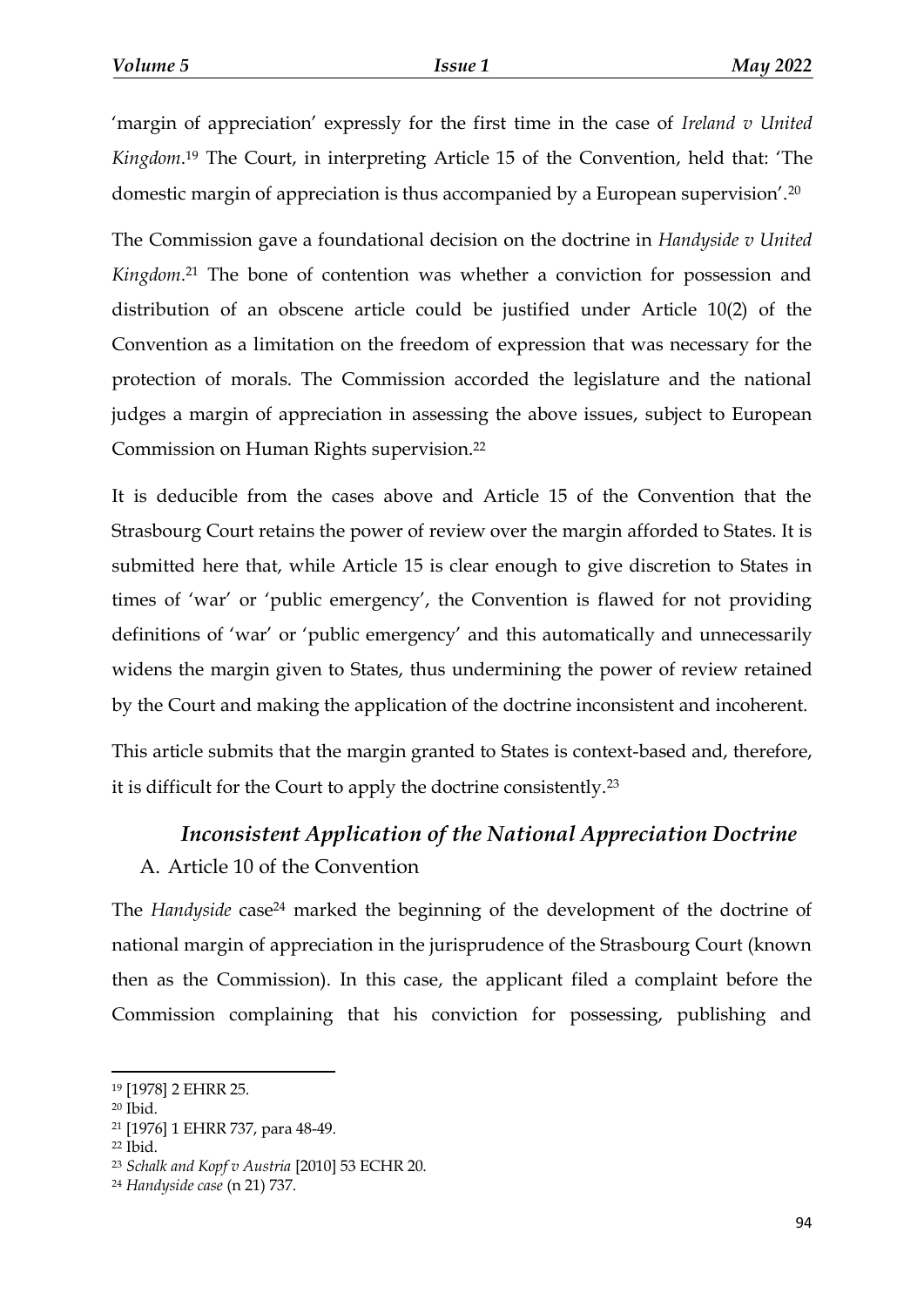'margin of appreciation' expressly for the first time in the case of *Ireland v United Kingdom*.[19] The Court, in interpreting Article 15 of the Convention, held that: 'The domestic margin of appreciation is thus accompanied by a European supervision'.[20]

The Commission gave a foundational decision on the doctrine in *Handyside v United Kingdom*.[21] The bone of contention was whether a conviction for possession and distribution of an obscene article could be justified under Article 10(2) of the Convention as a limitation on the freedom of expression that was necessary for the protection of morals. The Commission accorded the legislature and the national judges a margin of appreciation in assessing the above issues, subject to European Commission on Human Rights supervision.[22]

It is deducible from the cases above and Article 15 of the Convention that the Strasbourg Court retains the power of review over the margin afforded to States. It is submitted here that, while Article 15 is clear enough to give discretion to States in times of 'war' or 'public emergency', the Convention is flawed for not providing definitions of 'war' or 'public emergency' and this automatically and unnecessarily widens the margin given to States, thus undermining the power of review retained by the Court and making the application of the doctrine inconsistent and incoherent.

This article submits that the margin granted to States is context-based and, therefore, it is difficult for the Court to apply the doctrine consistently.[23]

## *Inconsistent Application of the National Appreciation Doctrine*

### A. Article 10 of the Convention

The *Handyside* case[24] marked the beginning of the development of the doctrine of national margin of appreciation in the jurisprudence of the Strasbourg Court (known then as the Commission). In this case, the applicant filed a complaint before the Commission complaining that his conviction for possessing, publishing and

---

[19] [1978] 2 EHRR 25.

[20] Ibid.

[21] [1976] 1 EHRR 737, para 48-49.

[22] Ibid.

[23] *Schalk and Kopf v Austria* [2010] 53 ECHR 20.

[24] *Handyside case* (n 21) 737.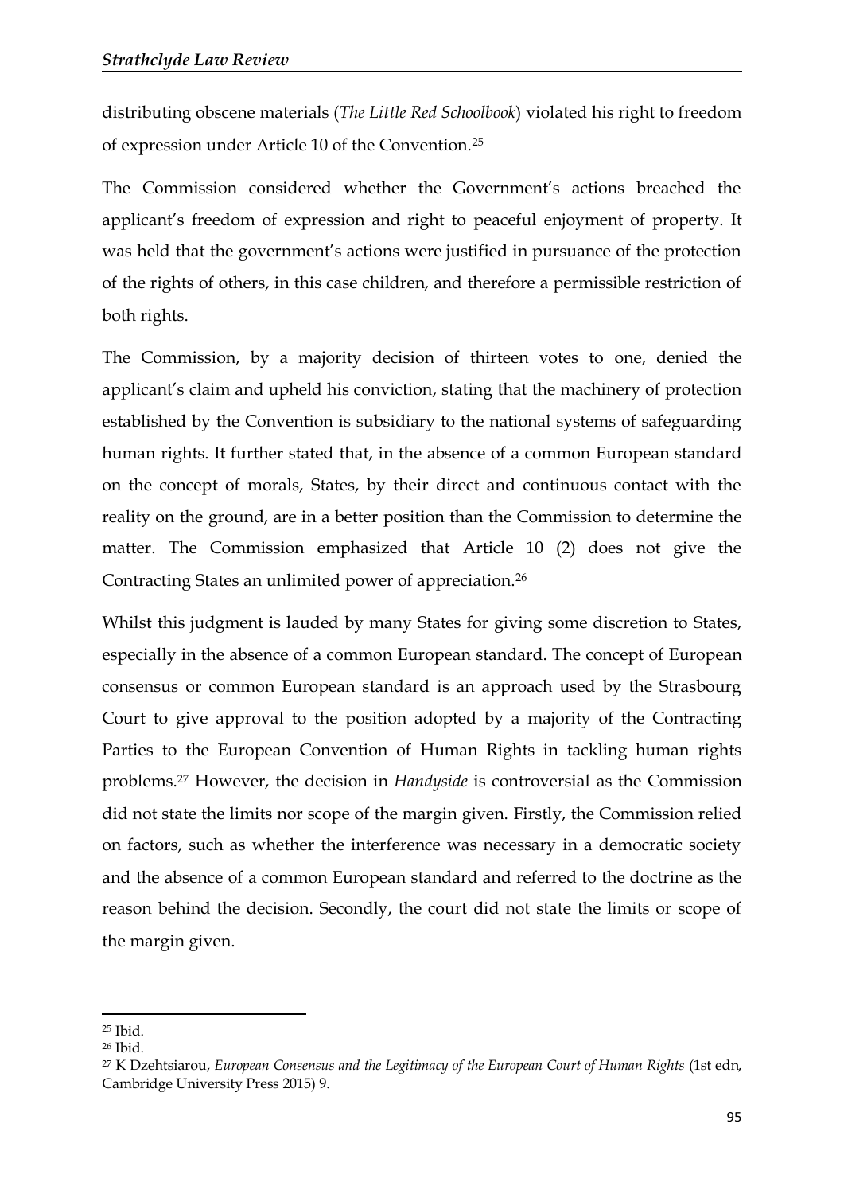distributing obscene materials (*The Little Red Schoolbook*) violated his right to freedom of expression under Article 10 of the Convention.[25]

The Commission considered whether the Government's actions breached the applicant's freedom of expression and right to peaceful enjoyment of property. It was held that the government's actions were justified in pursuance of the protection of the rights of others, in this case children, and therefore a permissible restriction of both rights.

The Commission, by a majority decision of thirteen votes to one, denied the applicant's claim and upheld his conviction, stating that the machinery of protection established by the Convention is subsidiary to the national systems of safeguarding human rights. It further stated that, in the absence of a common European standard on the concept of morals, States, by their direct and continuous contact with the reality on the ground, are in a better position than the Commission to determine the matter. The Commission emphasized that Article 10 (2) does not give the Contracting States an unlimited power of appreciation.[26]

Whilst this judgment is lauded by many States for giving some discretion to States, especially in the absence of a common European standard. The concept of European consensus or common European standard is an approach used by the Strasbourg Court to give approval to the position adopted by a majority of the Contracting Parties to the European Convention of Human Rights in tackling human rights problems.[27] However, the decision in *Handyside* is controversial as the Commission did not state the limits nor scope of the margin given. Firstly, the Commission relied on factors, such as whether the interference was necessary in a democratic society and the absence of a common European standard and referred to the doctrine as the reason behind the decision. Secondly, the court did not state the limits or scope of the margin given.

---

[25] Ibid.

[26] Ibid.

[27] K Dzehtsiarou, *European Consensus and the Legitimacy of the European Court of Human Rights* (1st edn, Cambridge University Press 2015) 9.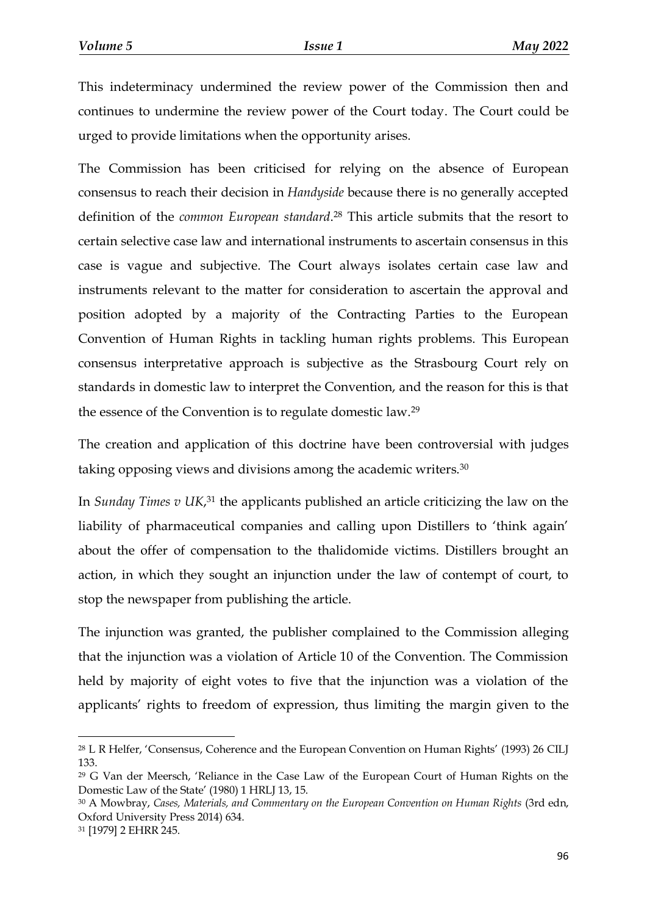This indeterminacy undermined the review power of the Commission then and continues to undermine the review power of the Court today. The Court could be urged to provide limitations when the opportunity arises.

The Commission has been criticised for relying on the absence of European consensus to reach their decision in *Handyside* because there is no generally accepted definition of the *common European standard*.[28] This article submits that the resort to certain selective case law and international instruments to ascertain consensus in this case is vague and subjective. The Court always isolates certain case law and instruments relevant to the matter for consideration to ascertain the approval and position adopted by a majority of the Contracting Parties to the European Convention of Human Rights in tackling human rights problems. This European consensus interpretative approach is subjective as the Strasbourg Court rely on standards in domestic law to interpret the Convention, and the reason for this is that the essence of the Convention is to regulate domestic law.[29]

The creation and application of this doctrine have been controversial with judges taking opposing views and divisions among the academic writers.[30]

In *Sunday Times v UK*,[31] the applicants published an article criticizing the law on the liability of pharmaceutical companies and calling upon Distillers to 'think again' about the offer of compensation to the thalidomide victims. Distillers brought an action, in which they sought an injunction under the law of contempt of court, to stop the newspaper from publishing the article.

The injunction was granted, the publisher complained to the Commission alleging that the injunction was a violation of Article 10 of the Convention. The Commission held by majority of eight votes to five that the injunction was a violation of the applicants' rights to freedom of expression, thus limiting the margin given to the

---

[28] L R Helfer, 'Consensus, Coherence and the European Convention on Human Rights' (1993) 26 CILJ 133.

[29] G Van der Meersch, 'Reliance in the Case Law of the European Court of Human Rights on the Domestic Law of the State' (1980) 1 HRLJ 13, 15.

[30] A Mowbray, *Cases, Materials, and Commentary on the European Convention on Human Rights* (3rd edn, Oxford University Press 2014) 634.

[31] [1979] 2 EHRR 245.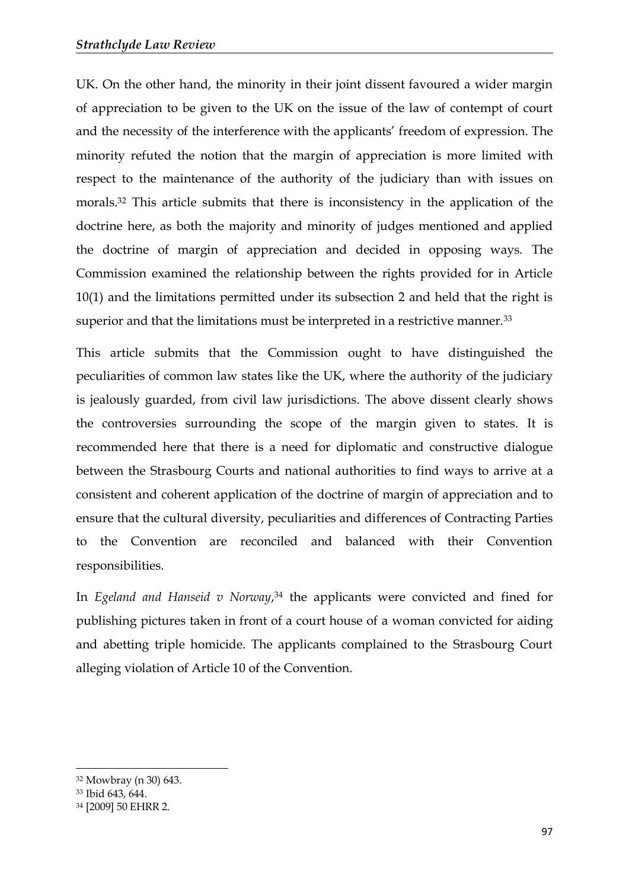UK. On the other hand, the minority in their joint dissent favoured a wider margin of appreciation to be given to the UK on the issue of the law of contempt of court and the necessity of the interference with the applicants' freedom of expression. The minority refuted the notion that the margin of appreciation is more limited with respect to the maintenance of the authority of the judiciary than with issues on morals.[32] This article submits that there is inconsistency in the application of the doctrine here, as both the majority and minority of judges mentioned and applied the doctrine of margin of appreciation and decided in opposing ways. The Commission examined the relationship between the rights provided for in Article 10(1) and the limitations permitted under its subsection 2 and held that the right is superior and that the limitations must be interpreted in a restrictive manner.[33]

This article submits that the Commission ought to have distinguished the peculiarities of common law states like the UK, where the authority of the judiciary is jealously guarded, from civil law jurisdictions. The above dissent clearly shows the controversies surrounding the scope of the margin given to states. It is recommended here that there is a need for diplomatic and constructive dialogue between the Strasbourg Courts and national authorities to find ways to arrive at a consistent and coherent application of the doctrine of margin of appreciation and to ensure that the cultural diversity, peculiarities and differences of Contracting Parties to the Convention are reconciled and balanced with their Convention responsibilities.

In *Egeland and Hanseid v Norway*,[34] the applicants were convicted and fined for publishing pictures taken in front of a court house of a woman convicted for aiding and abetting triple homicide. The applicants complained to the Strasbourg Court alleging violation of Article 10 of the Convention.

---

[32] Mowbray (n 30) 643.

[33] Ibid 643, 644.

[34] [2009] 50 EHRR 2.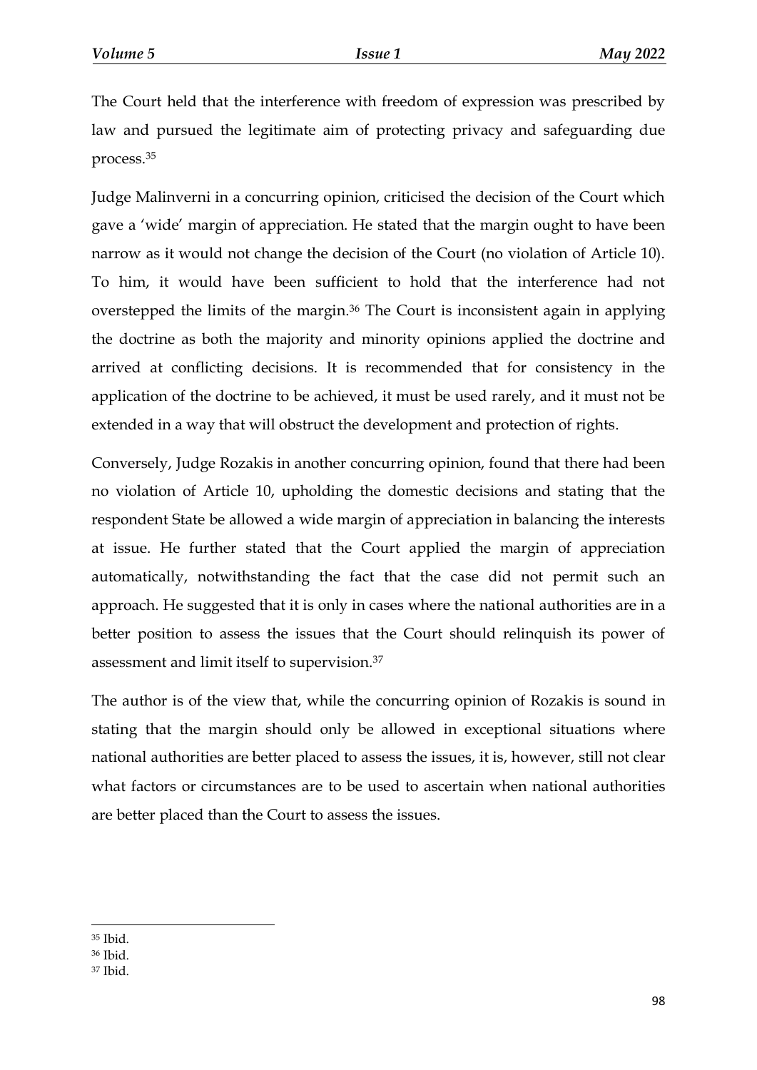The Court held that the interference with freedom of expression was prescribed by law and pursued the legitimate aim of protecting privacy and safeguarding due process.[35]

Judge Malinverni in a concurring opinion, criticised the decision of the Court which gave a 'wide' margin of appreciation. He stated that the margin ought to have been narrow as it would not change the decision of the Court (no violation of Article 10). To him, it would have been sufficient to hold that the interference had not overstepped the limits of the margin.[36] The Court is inconsistent again in applying the doctrine as both the majority and minority opinions applied the doctrine and arrived at conflicting decisions. It is recommended that for consistency in the application of the doctrine to be achieved, it must be used rarely, and it must not be extended in a way that will obstruct the development and protection of rights.

Conversely, Judge Rozakis in another concurring opinion, found that there had been no violation of Article 10, upholding the domestic decisions and stating that the respondent State be allowed a wide margin of appreciation in balancing the interests at issue. He further stated that the Court applied the margin of appreciation automatically, notwithstanding the fact that the case did not permit such an approach. He suggested that it is only in cases where the national authorities are in a better position to assess the issues that the Court should relinquish its power of assessment and limit itself to supervision.[37]

The author is of the view that, while the concurring opinion of Rozakis is sound in stating that the margin should only be allowed in exceptional situations where national authorities are better placed to assess the issues, it is, however, still not clear what factors or circumstances are to be used to ascertain when national authorities are better placed than the Court to assess the issues.

---

[35] Ibid.

[36] Ibid.

[37] Ibid.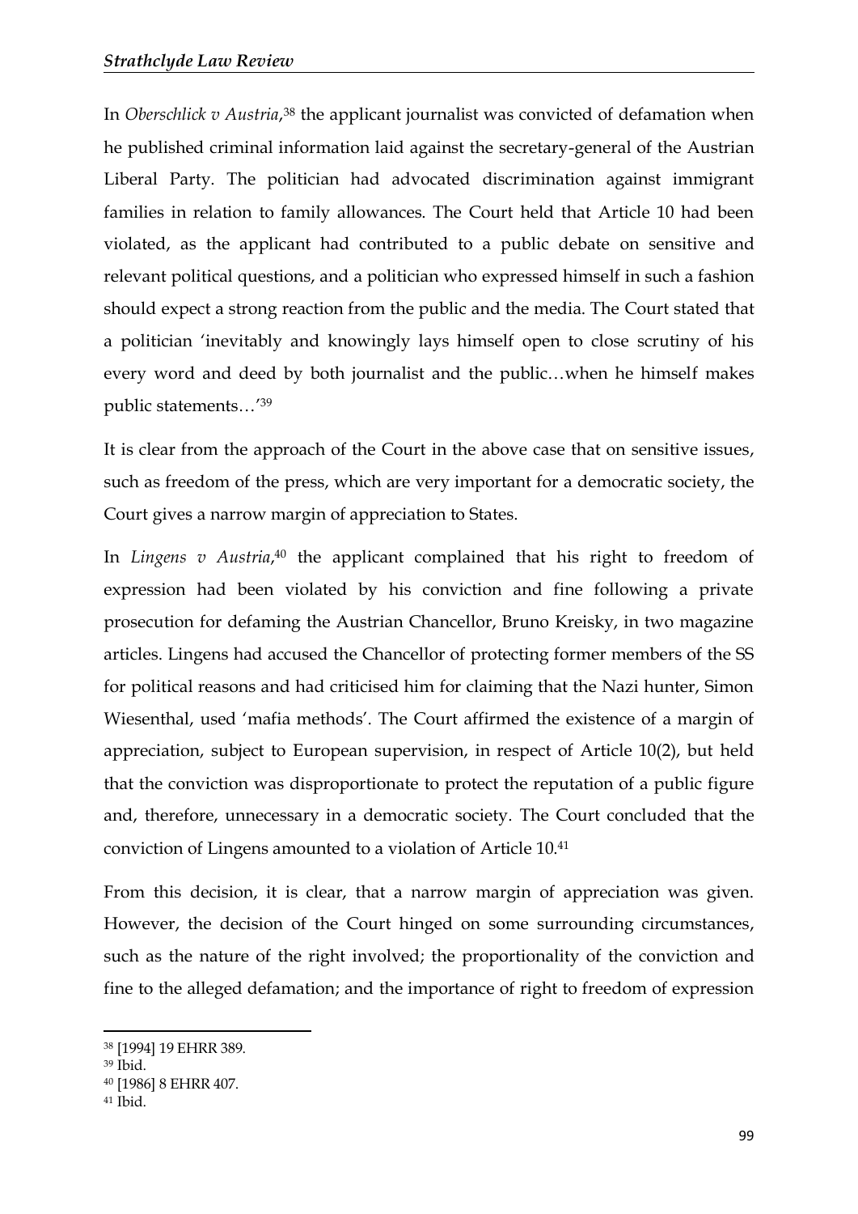In *Oberschlick v Austria*,[38] the applicant journalist was convicted of defamation when he published criminal information laid against the secretary-general of the Austrian Liberal Party. The politician had advocated discrimination against immigrant families in relation to family allowances. The Court held that Article 10 had been violated, as the applicant had contributed to a public debate on sensitive and relevant political questions, and a politician who expressed himself in such a fashion should expect a strong reaction from the public and the media. The Court stated that a politician 'inevitably and knowingly lays himself open to close scrutiny of his every word and deed by both journalist and the public…when he himself makes public statements…'[39]

It is clear from the approach of the Court in the above case that on sensitive issues, such as freedom of the press, which are very important for a democratic society, the Court gives a narrow margin of appreciation to States.

In *Lingens v Austria*,[40] the applicant complained that his right to freedom of expression had been violated by his conviction and fine following a private prosecution for defaming the Austrian Chancellor, Bruno Kreisky, in two magazine articles. Lingens had accused the Chancellor of protecting former members of the SS for political reasons and had criticised him for claiming that the Nazi hunter, Simon Wiesenthal, used 'mafia methods'. The Court affirmed the existence of a margin of appreciation, subject to European supervision, in respect of Article 10(2), but held that the conviction was disproportionate to protect the reputation of a public figure and, therefore, unnecessary in a democratic society. The Court concluded that the conviction of Lingens amounted to a violation of Article 10.[41]

From this decision, it is clear, that a narrow margin of appreciation was given. However, the decision of the Court hinged on some surrounding circumstances, such as the nature of the right involved; the proportionality of the conviction and fine to the alleged defamation; and the importance of right to freedom of expression

---

[38] [1994] 19 EHRR 389.

[39] Ibid.

[40] [1986] 8 EHRR 407.

[41] Ibid.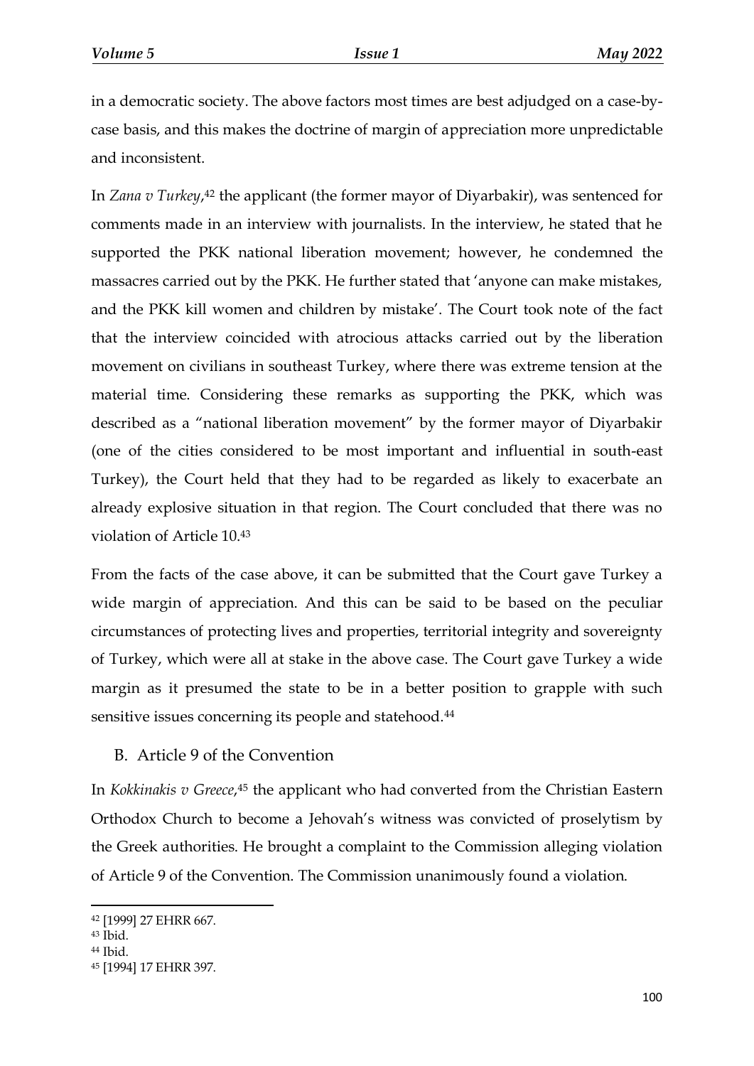in a democratic society. The above factors most times are best adjudged on a case-by-case basis, and this makes the doctrine of margin of appreciation more unpredictable and inconsistent.

In *Zana v Turkey*,[42] the applicant (the former mayor of Diyarbakir), was sentenced for comments made in an interview with journalists. In the interview, he stated that he supported the PKK national liberation movement; however, he condemned the massacres carried out by the PKK. He further stated that 'anyone can make mistakes, and the PKK kill women and children by mistake'. The Court took note of the fact that the interview coincided with atrocious attacks carried out by the liberation movement on civilians in southeast Turkey, where there was extreme tension at the material time. Considering these remarks as supporting the PKK, which was described as a "national liberation movement" by the former mayor of Diyarbakir (one of the cities considered to be most important and influential in south-east Turkey), the Court held that they had to be regarded as likely to exacerbate an already explosive situation in that region. The Court concluded that there was no violation of Article 10.[43]

From the facts of the case above, it can be submitted that the Court gave Turkey a wide margin of appreciation. And this can be said to be based on the peculiar circumstances of protecting lives and properties, territorial integrity and sovereignty of Turkey, which were all at stake in the above case. The Court gave Turkey a wide margin as it presumed the state to be in a better position to grapple with such sensitive issues concerning its people and statehood.[44]

### B. Article 9 of the Convention

In *Kokkinakis v Greece*,[45] the applicant who had converted from the Christian Eastern Orthodox Church to become a Jehovah's witness was convicted of proselytism by the Greek authorities. He brought a complaint to the Commission alleging violation of Article 9 of the Convention. The Commission unanimously found a violation.

---

[42] [1999] 27 EHRR 667.

[43] Ibid.

[44] Ibid.

[45] [1994] 17 EHRR 397.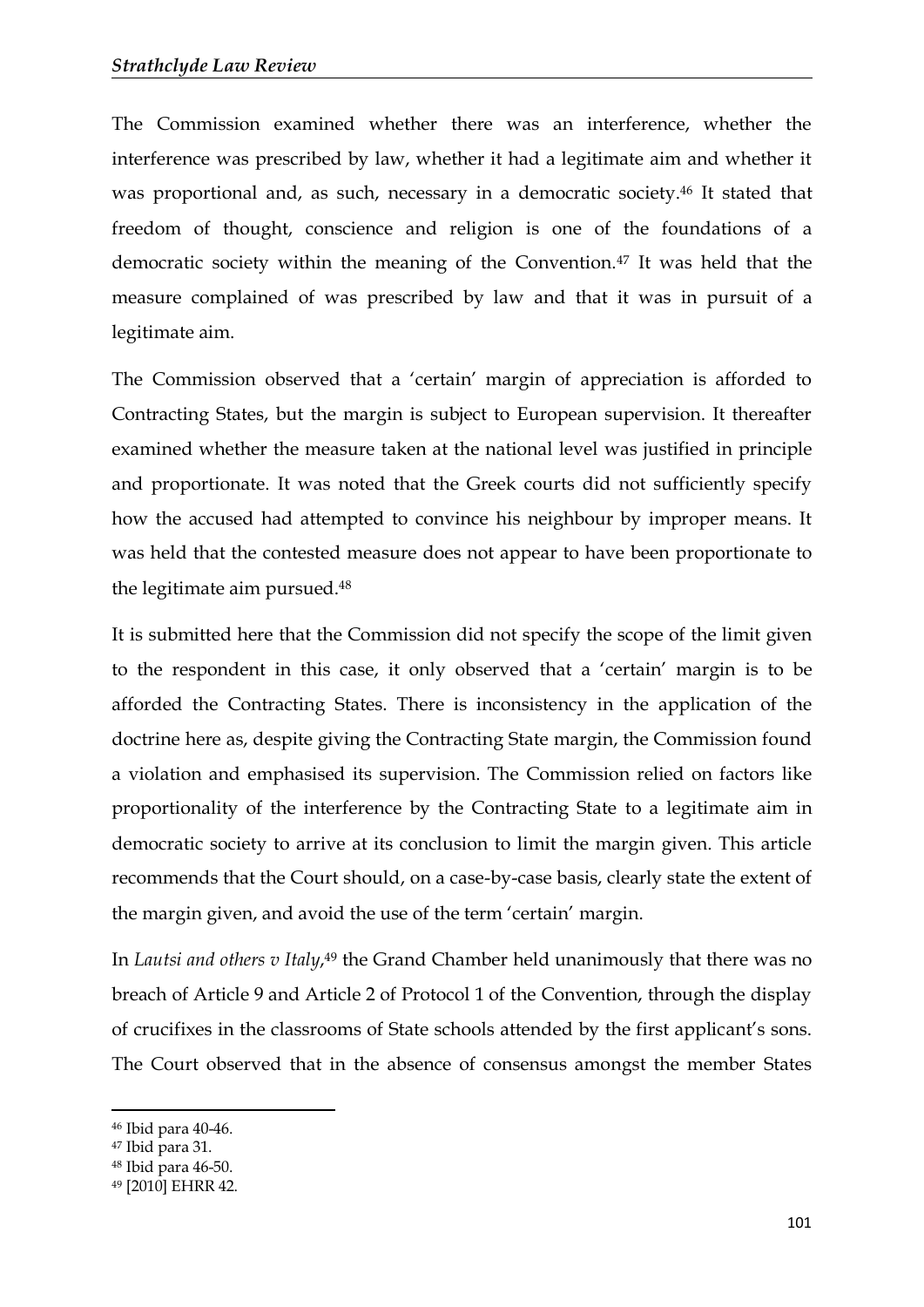The Commission examined whether there was an interference, whether the interference was prescribed by law, whether it had a legitimate aim and whether it was proportional and, as such, necessary in a democratic society.[46] It stated that freedom of thought, conscience and religion is one of the foundations of a democratic society within the meaning of the Convention.[47] It was held that the measure complained of was prescribed by law and that it was in pursuit of a legitimate aim.

The Commission observed that a 'certain' margin of appreciation is afforded to Contracting States, but the margin is subject to European supervision. It thereafter examined whether the measure taken at the national level was justified in principle and proportionate. It was noted that the Greek courts did not sufficiently specify how the accused had attempted to convince his neighbour by improper means. It was held that the contested measure does not appear to have been proportionate to the legitimate aim pursued.[48]

It is submitted here that the Commission did not specify the scope of the limit given to the respondent in this case, it only observed that a 'certain' margin is to be afforded the Contracting States. There is inconsistency in the application of the doctrine here as, despite giving the Contracting State margin, the Commission found a violation and emphasised its supervision. The Commission relied on factors like proportionality of the interference by the Contracting State to a legitimate aim in democratic society to arrive at its conclusion to limit the margin given. This article recommends that the Court should, on a case-by-case basis, clearly state the extent of the margin given, and avoid the use of the term 'certain' margin.

In *Lautsi and others v Italy*,[49] the Grand Chamber held unanimously that there was no breach of Article 9 and Article 2 of Protocol 1 of the Convention, through the display of crucifixes in the classrooms of State schools attended by the first applicant's sons. The Court observed that in the absence of consensus amongst the member States

---

[46] Ibid para 40-46.

[47] Ibid para 31.

[48] Ibid para 46-50.

[49] [2010] EHRR 42.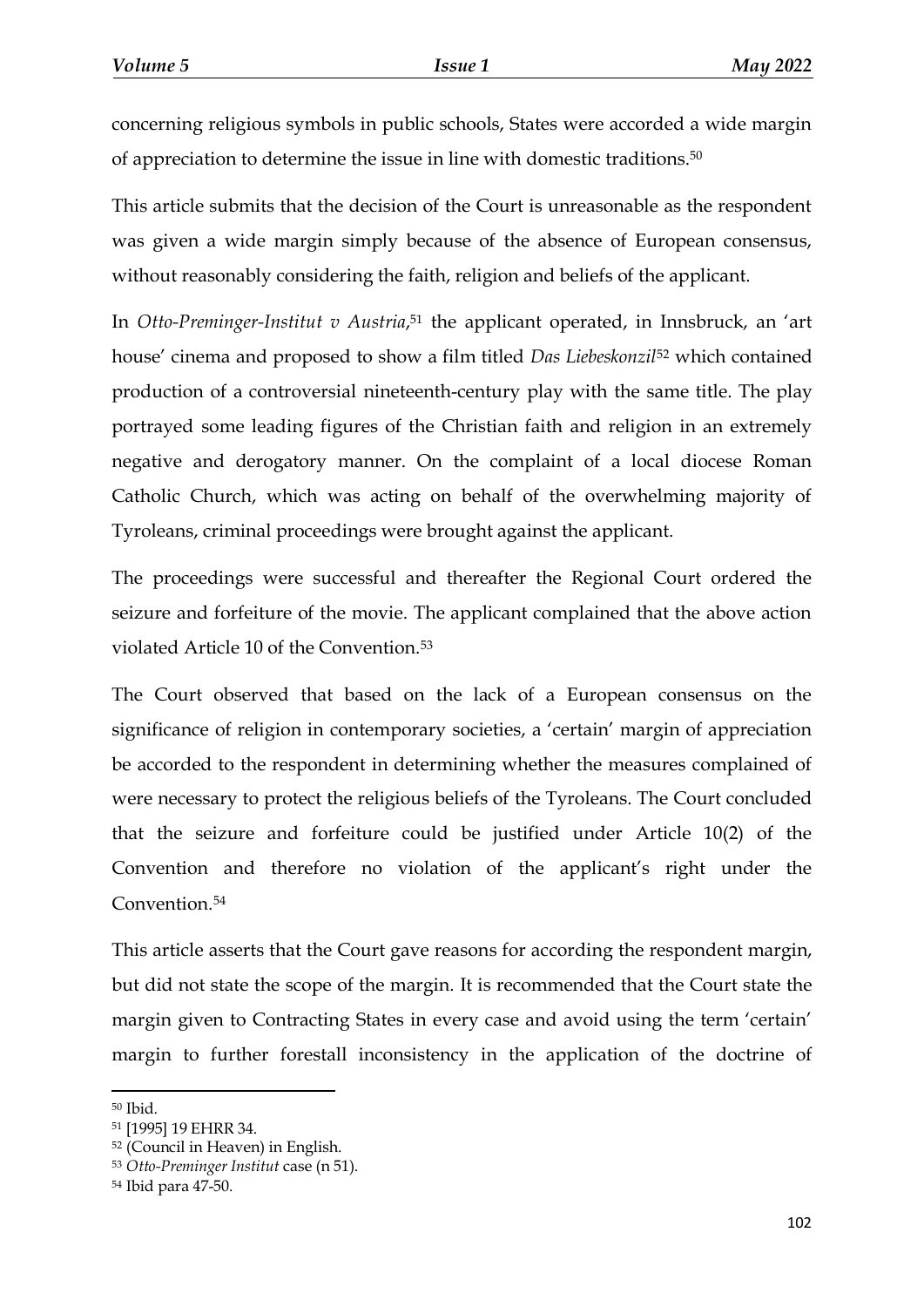concerning religious symbols in public schools, States were accorded a wide margin of appreciation to determine the issue in line with domestic traditions.[50]

This article submits that the decision of the Court is unreasonable as the respondent was given a wide margin simply because of the absence of European consensus, without reasonably considering the faith, religion and beliefs of the applicant.

In *Otto-Preminger-Institut v Austria*,[51] the applicant operated, in Innsbruck, an 'art house' cinema and proposed to show a film titled *Das Liebeskonzil*[52] which contained production of a controversial nineteenth-century play with the same title. The play portrayed some leading figures of the Christian faith and religion in an extremely negative and derogatory manner. On the complaint of a local diocese Roman Catholic Church, which was acting on behalf of the overwhelming majority of Tyroleans, criminal proceedings were brought against the applicant.

The proceedings were successful and thereafter the Regional Court ordered the seizure and forfeiture of the movie. The applicant complained that the above action violated Article 10 of the Convention.[53]

The Court observed that based on the lack of a European consensus on the significance of religion in contemporary societies, a 'certain' margin of appreciation be accorded to the respondent in determining whether the measures complained of were necessary to protect the religious beliefs of the Tyroleans. The Court concluded that the seizure and forfeiture could be justified under Article 10(2) of the Convention and therefore no violation of the applicant's right under the Convention.[54]

This article asserts that the Court gave reasons for according the respondent margin, but did not state the scope of the margin. It is recommended that the Court state the margin given to Contracting States in every case and avoid using the term 'certain' margin to further forestall inconsistency in the application of the doctrine of

---

[50] Ibid.

[51] [1995] 19 EHRR 34.

[52] (Council in Heaven) in English.

[53] *Otto-Preminger Institut* case (n 51).

[54] Ibid para 47-50.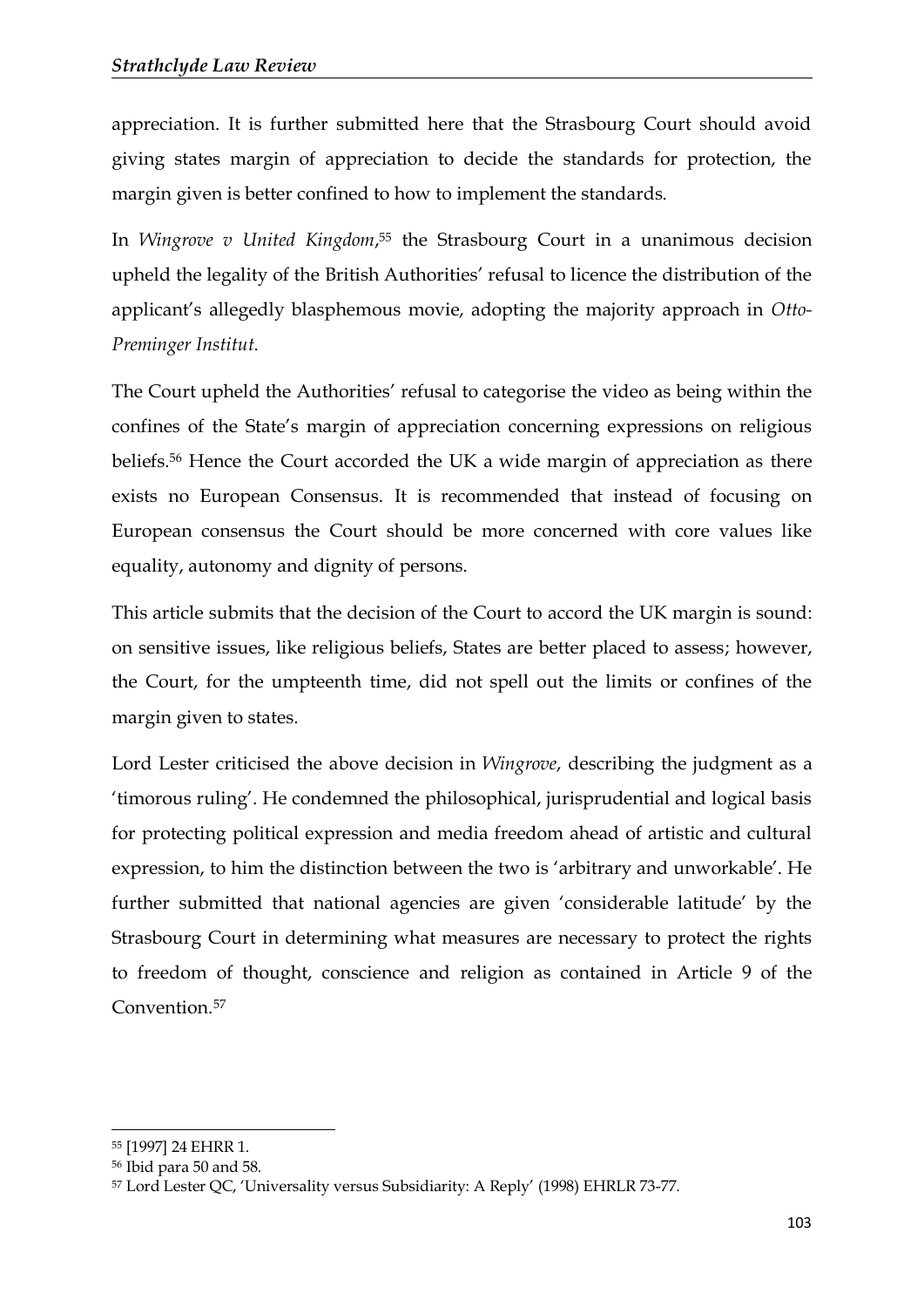appreciation. It is further submitted here that the Strasbourg Court should avoid giving states margin of appreciation to decide the standards for protection, the margin given is better confined to how to implement the standards.

In *Wingrove v United Kingdom*,[55] the Strasbourg Court in a unanimous decision upheld the legality of the British Authorities' refusal to licence the distribution of the applicant's allegedly blasphemous movie, adopting the majority approach in *Otto-Preminger Institut*.

The Court upheld the Authorities' refusal to categorise the video as being within the confines of the State's margin of appreciation concerning expressions on religious beliefs.[56] Hence the Court accorded the UK a wide margin of appreciation as there exists no European Consensus. It is recommended that instead of focusing on European consensus the Court should be more concerned with core values like equality, autonomy and dignity of persons.

This article submits that the decision of the Court to accord the UK margin is sound: on sensitive issues, like religious beliefs, States are better placed to assess; however, the Court, for the umpteenth time, did not spell out the limits or confines of the margin given to states.

Lord Lester criticised the above decision in *Wingrove*, describing the judgment as a 'timorous ruling'. He condemned the philosophical, jurisprudential and logical basis for protecting political expression and media freedom ahead of artistic and cultural expression, to him the distinction between the two is 'arbitrary and unworkable'. He further submitted that national agencies are given 'considerable latitude' by the Strasbourg Court in determining what measures are necessary to protect the rights to freedom of thought, conscience and religion as contained in Article 9 of the Convention.[57]

---

[55] [1997] 24 EHRR 1.

[56] Ibid para 50 and 58.

[57] Lord Lester QC, 'Universality versus Subsidiarity: A Reply' (1998) EHRLR 73-77.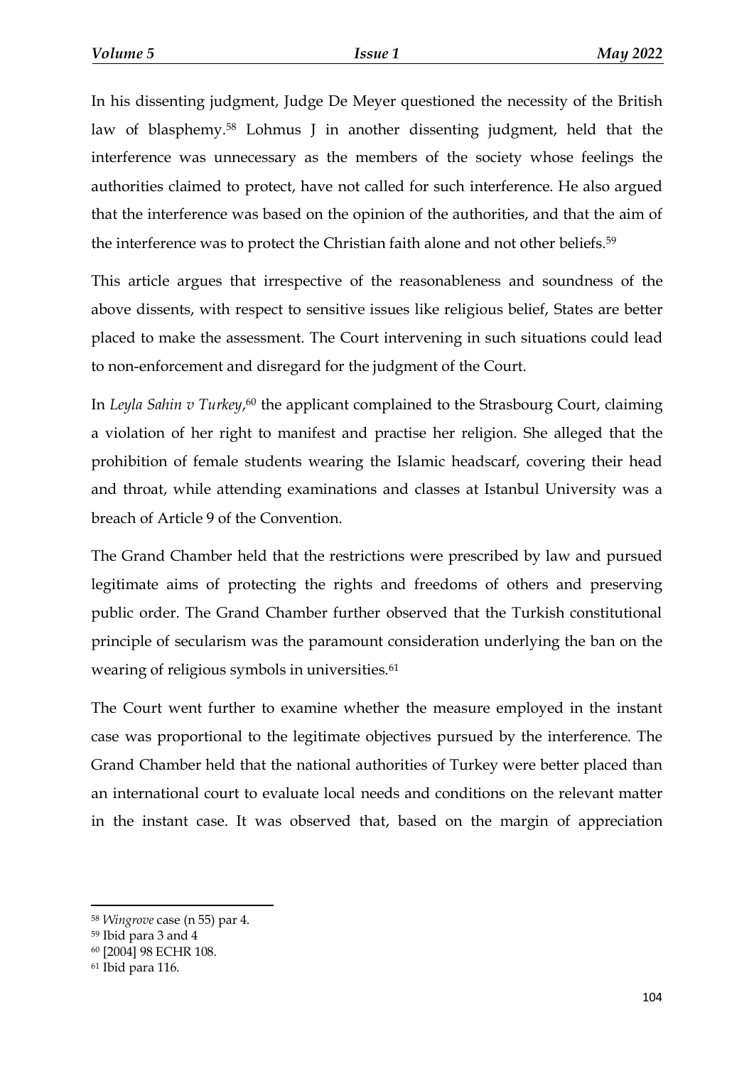In his dissenting judgment, Judge De Meyer questioned the necessity of the British law of blasphemy.[58] Lohmus J in another dissenting judgment, held that the interference was unnecessary as the members of the society whose feelings the authorities claimed to protect, have not called for such interference. He also argued that the interference was based on the opinion of the authorities, and that the aim of the interference was to protect the Christian faith alone and not other beliefs.[59]

This article argues that irrespective of the reasonableness and soundness of the above dissents, with respect to sensitive issues like religious belief, States are better placed to make the assessment. The Court intervening in such situations could lead to non-enforcement and disregard for the judgment of the Court.

In *Leyla Sahin v Turkey*,[60] the applicant complained to the Strasbourg Court, claiming a violation of her right to manifest and practise her religion. She alleged that the prohibition of female students wearing the Islamic headscarf, covering their head and throat, while attending examinations and classes at Istanbul University was a breach of Article 9 of the Convention.

The Grand Chamber held that the restrictions were prescribed by law and pursued legitimate aims of protecting the rights and freedoms of others and preserving public order. The Grand Chamber further observed that the Turkish constitutional principle of secularism was the paramount consideration underlying the ban on the wearing of religious symbols in universities.[61]

The Court went further to examine whether the measure employed in the instant case was proportional to the legitimate objectives pursued by the interference. The Grand Chamber held that the national authorities of Turkey were better placed than an international court to evaluate local needs and conditions on the relevant matter in the instant case. It was observed that, based on the margin of appreciation

---

[58] *Wingrove* case (n 55) par 4.

[59] Ibid para 3 and 4

[60] [2004] 98 ECHR 108.

[61] Ibid para 116.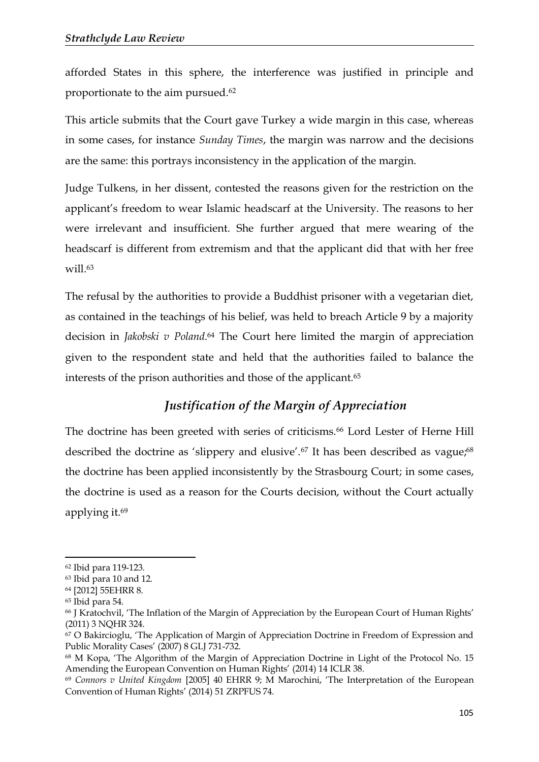afforded States in this sphere, the interference was justified in principle and proportionate to the aim pursued.[62]

This article submits that the Court gave Turkey a wide margin in this case, whereas in some cases, for instance *Sunday Times*, the margin was narrow and the decisions are the same: this portrays inconsistency in the application of the margin.

Judge Tulkens, in her dissent, contested the reasons given for the restriction on the applicant's freedom to wear Islamic headscarf at the University. The reasons to her were irrelevant and insufficient. She further argued that mere wearing of the headscarf is different from extremism and that the applicant did that with her free will.[63]

The refusal by the authorities to provide a Buddhist prisoner with a vegetarian diet, as contained in the teachings of his belief, was held to breach Article 9 by a majority decision in *Jakobski v Poland*.[64] The Court here limited the margin of appreciation given to the respondent state and held that the authorities failed to balance the interests of the prison authorities and those of the applicant.[65]

## *Justification of the Margin of Appreciation*

The doctrine has been greeted with series of criticisms.[66] Lord Lester of Herne Hill described the doctrine as 'slippery and elusive'.[67] It has been described as vague;[68] the doctrine has been applied inconsistently by the Strasbourg Court; in some cases, the doctrine is used as a reason for the Courts decision, without the Court actually applying it.[69]

---

[62] Ibid para 119-123.

[63] Ibid para 10 and 12.

[64] [2012] 55EHRR 8.

[65] Ibid para 54.

[66] J Kratochvil, 'The Inflation of the Margin of Appreciation by the European Court of Human Rights' (2011) 3 NQHR 324.

[67] O Bakircioglu, 'The Application of Margin of Appreciation Doctrine in Freedom of Expression and Public Morality Cases' (2007) 8 GLJ 731-732.

[68] M Kopa, 'The Algorithm of the Margin of Appreciation Doctrine in Light of the Protocol No. 15 Amending the European Convention on Human Rights' (2014) 14 ICLR 38.

[69] *Connors v United Kingdom* [2005] 40 EHRR 9; M Marochini, 'The Interpretation of the European Convention of Human Rights' (2014) 51 ZRPFUS 74.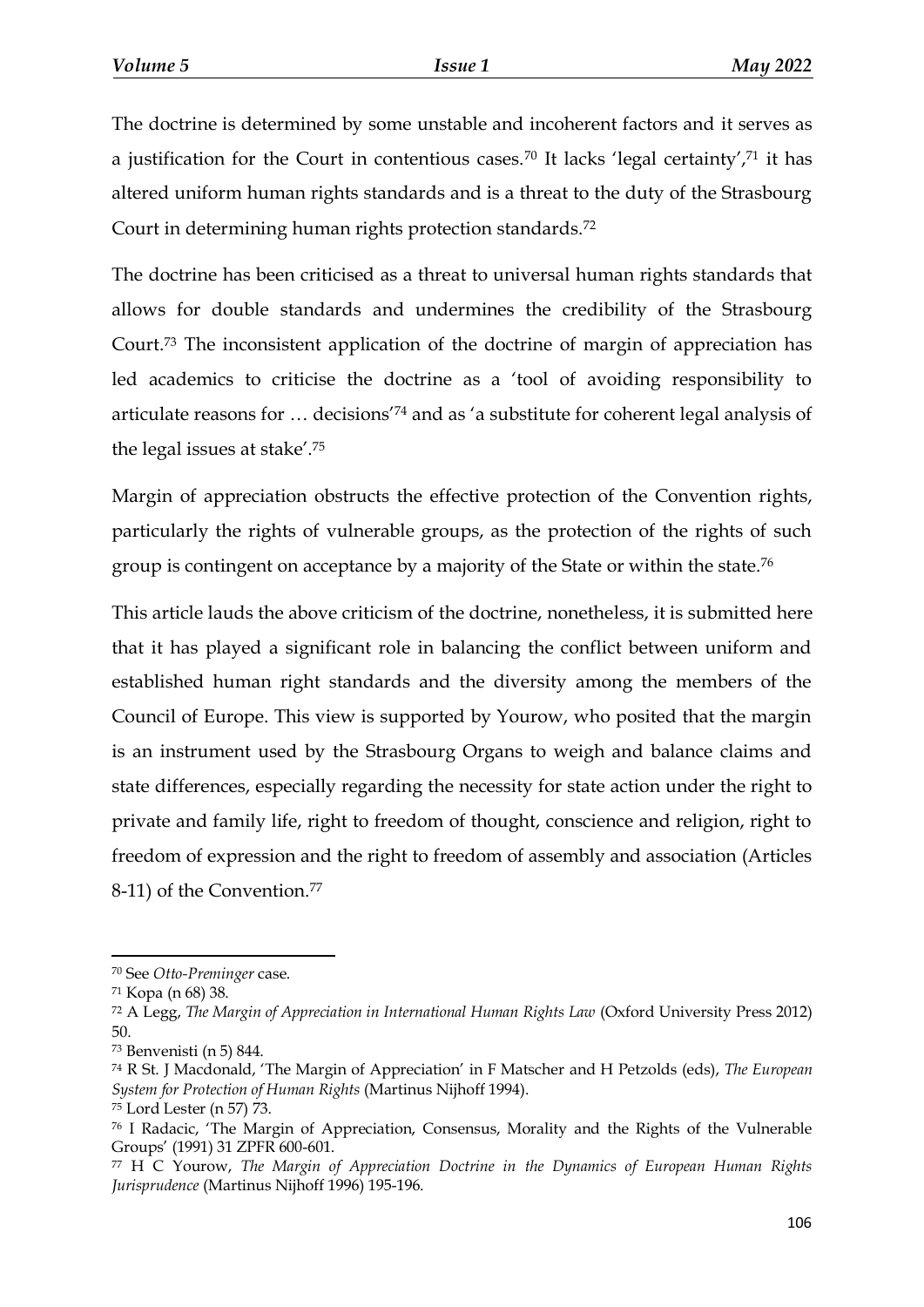The doctrine is determined by some unstable and incoherent factors and it serves as a justification for the Court in contentious cases.[70] It lacks 'legal certainty',[71] it has altered uniform human rights standards and is a threat to the duty of the Strasbourg Court in determining human rights protection standards.[72]

The doctrine has been criticised as a threat to universal human rights standards that allows for double standards and undermines the credibility of the Strasbourg Court.[73] The inconsistent application of the doctrine of margin of appreciation has led academics to criticise the doctrine as a 'tool of avoiding responsibility to articulate reasons for … decisions'[74] and as 'a substitute for coherent legal analysis of the legal issues at stake'.[75]

Margin of appreciation obstructs the effective protection of the Convention rights, particularly the rights of vulnerable groups, as the protection of the rights of such group is contingent on acceptance by a majority of the State or within the state.[76]

This article lauds the above criticism of the doctrine, nonetheless, it is submitted here that it has played a significant role in balancing the conflict between uniform and established human right standards and the diversity among the members of the Council of Europe. This view is supported by Yourow, who posited that the margin is an instrument used by the Strasbourg Organs to weigh and balance claims and state differences, especially regarding the necessity for state action under the right to private and family life, right to freedom of thought, conscience and religion, right to freedom of expression and the right to freedom of assembly and association (Articles 8-11) of the Convention.[77]

---

[70] See *Otto-Preminger* case.

[71] Kopa (n 68) 38.

[72] A Legg, *The Margin of Appreciation in International Human Rights Law* (Oxford University Press 2012) 50.

[73] Benvenisti (n 5) 844.

[74] R St. J Macdonald, 'The Margin of Appreciation' in F Matscher and H Petzolds (eds), *The European System for Protection of Human Rights* (Martinus Nijhoff 1994).

[75] Lord Lester (n 57) 73.

[76] I Radacic, 'The Margin of Appreciation, Consensus, Morality and the Rights of the Vulnerable Groups' (1991) 31 ZPFR 600-601.

[77] H C Yourow, *The Margin of Appreciation Doctrine in the Dynamics of European Human Rights Jurisprudence* (Martinus Nijhoff 1996) 195-196.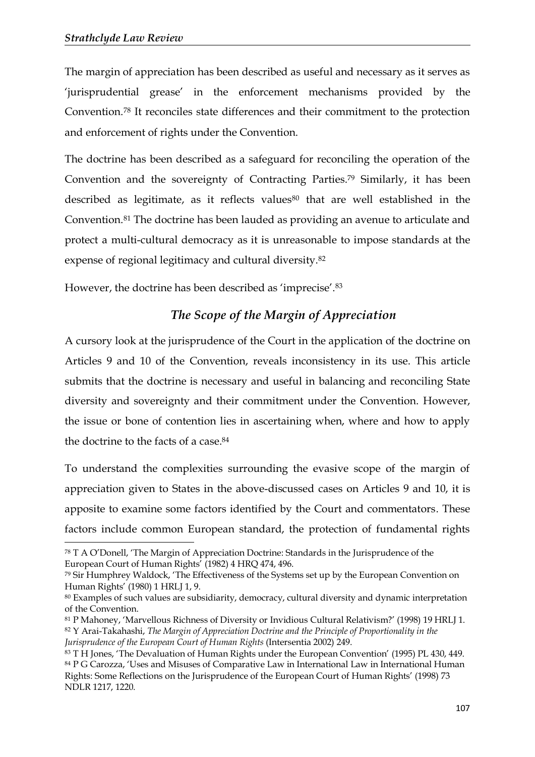The margin of appreciation has been described as useful and necessary as it serves as 'jurisprudential grease' in the enforcement mechanisms provided by the Convention.[78] It reconciles state differences and their commitment to the protection and enforcement of rights under the Convention.

The doctrine has been described as a safeguard for reconciling the operation of the Convention and the sovereignty of Contracting Parties.[79] Similarly, it has been described as legitimate, as it reflects values[80] that are well established in the Convention.[81] The doctrine has been lauded as providing an avenue to articulate and protect a multi-cultural democracy as it is unreasonable to impose standards at the expense of regional legitimacy and cultural diversity.[82]

However, the doctrine has been described as 'imprecise'.[83]

## *The Scope of the Margin of Appreciation*

A cursory look at the jurisprudence of the Court in the application of the doctrine on Articles 9 and 10 of the Convention, reveals inconsistency in its use. This article submits that the doctrine is necessary and useful in balancing and reconciling State diversity and sovereignty and their commitment under the Convention. However, the issue or bone of contention lies in ascertaining when, where and how to apply the doctrine to the facts of a case.[84]

To understand the complexities surrounding the evasive scope of the margin of appreciation given to States in the above-discussed cases on Articles 9 and 10, it is apposite to examine some factors identified by the Court and commentators. These factors include common European standard, the protection of fundamental rights

---

[78] T A O'Donell, 'The Margin of Appreciation Doctrine: Standards in the Jurisprudence of the European Court of Human Rights' (1982) 4 HRQ 474, 496.

[79] Sir Humphrey Waldock, 'The Effectiveness of the Systems set up by the European Convention on Human Rights' (1980) 1 HRLJ 1, 9.

[80] Examples of such values are subsidiarity, democracy, cultural diversity and dynamic interpretation of the Convention.

[81] P Mahoney, 'Marvellous Richness of Diversity or Invidious Cultural Relativism?' (1998) 19 HRLJ 1.

[82] Y Arai-Takahashi, *The Margin of Appreciation Doctrine and the Principle of Proportionality in the Jurisprudence of the European Court of Human Rights* (Intersentia 2002) 249.

[83] T H Jones, 'The Devaluation of Human Rights under the European Convention' (1995) PL 430, 449.

[84] P G Carozza, 'Uses and Misuses of Comparative Law in International Law in International Human Rights: Some Reflections on the Jurisprudence of the European Court of Human Rights' (1998) 73 NDLR 1217, 1220.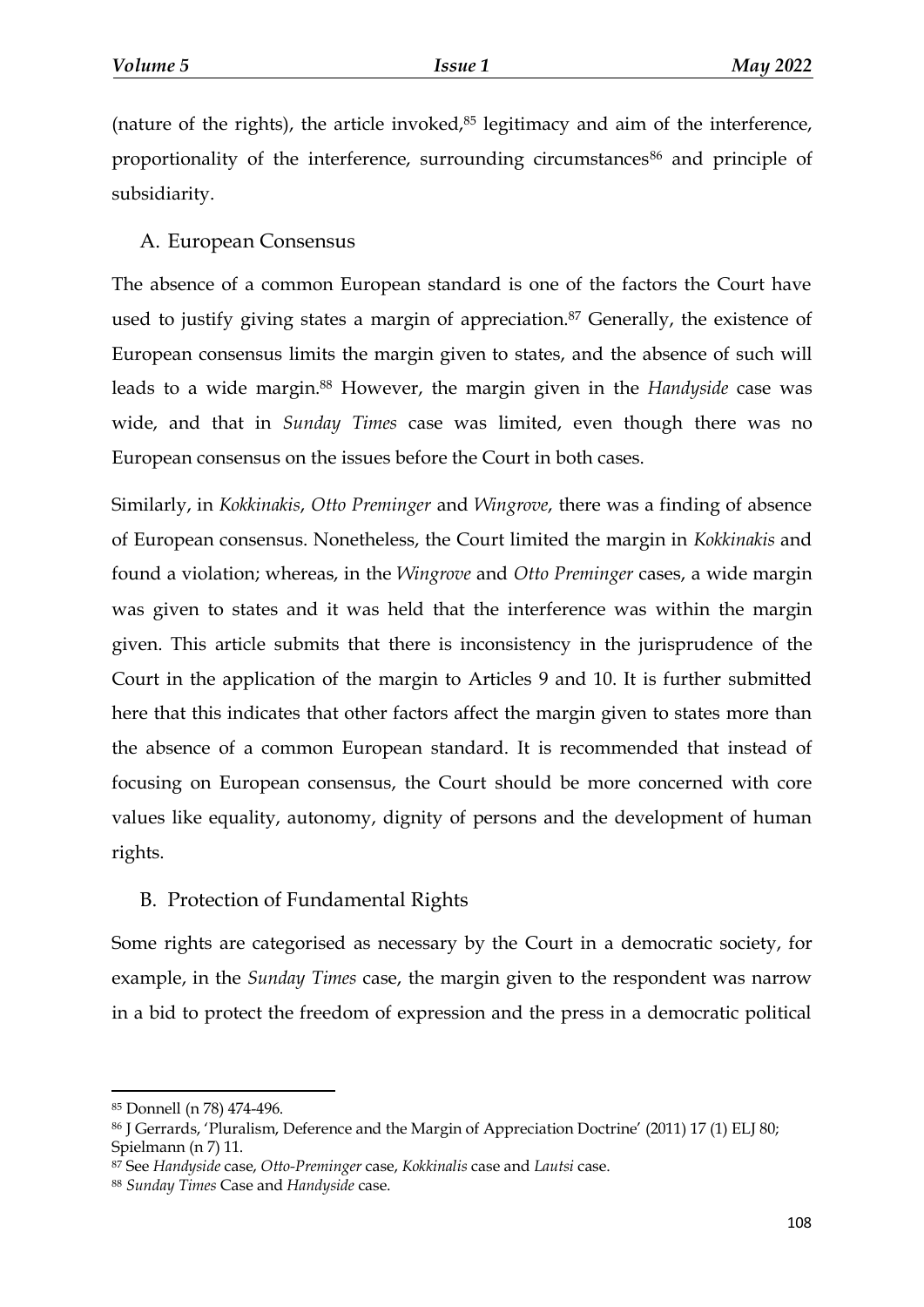(nature of the rights), the article invoked,[85] legitimacy and aim of the interference, proportionality of the interference, surrounding circumstances[86] and principle of subsidiarity.

## A. European Consensus

The absence of a common European standard is one of the factors the Court have used to justify giving states a margin of appreciation.[87] Generally, the existence of European consensus limits the margin given to states, and the absence of such will leads to a wide margin.[88] However, the margin given in the *Handyside* case was wide, and that in *Sunday Times* case was limited, even though there was no European consensus on the issues before the Court in both cases.

Similarly, in *Kokkinakis*, *Otto Preminger* and *Wingrove*, there was a finding of absence of European consensus. Nonetheless, the Court limited the margin in *Kokkinakis* and found a violation; whereas, in the *Wingrove* and *Otto Preminger* cases, a wide margin was given to states and it was held that the interference was within the margin given. This article submits that there is inconsistency in the jurisprudence of the Court in the application of the margin to Articles 9 and 10. It is further submitted here that this indicates that other factors affect the margin given to states more than the absence of a common European standard. It is recommended that instead of focusing on European consensus, the Court should be more concerned with core values like equality, autonomy, dignity of persons and the development of human rights.

## B. Protection of Fundamental Rights

Some rights are categorised as necessary by the Court in a democratic society, for example, in the *Sunday Times* case, the margin given to the respondent was narrow in a bid to protect the freedom of expression and the press in a democratic political

---

[85] Donnell (n 78) 474-496.

[86] J Gerrards, 'Pluralism, Deference and the Margin of Appreciation Doctrine' (2011) 17 (1) ELJ 80; Spielmann (n 7) 11.

[87] See *Handyside* case, *Otto-Preminger* case, *Kokkinalis* case and *Lautsi* case.

[88] *Sunday Times* Case and *Handyside* case.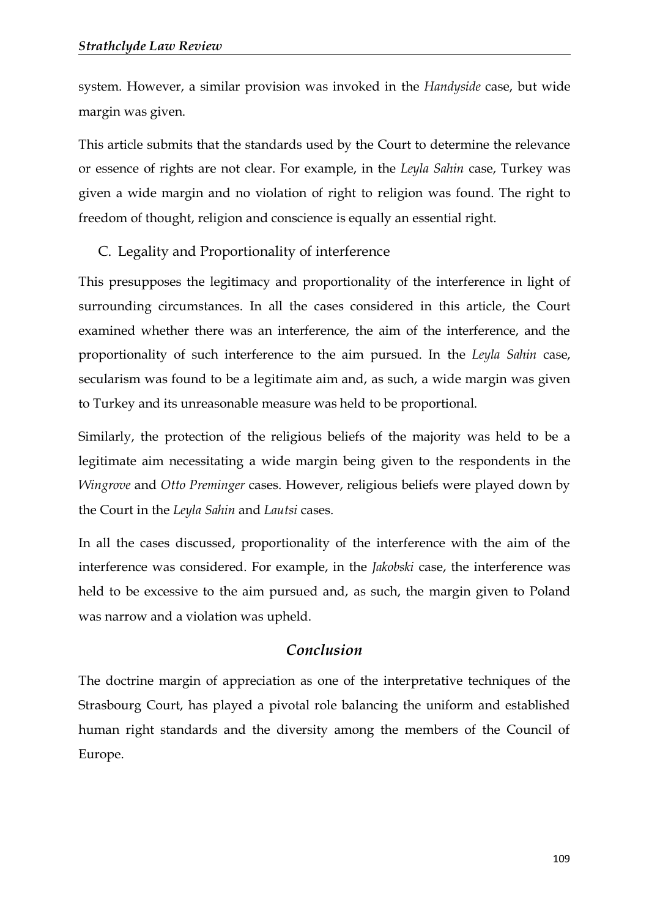system. However, a similar provision was invoked in the *Handyside* case, but wide margin was given.

This article submits that the standards used by the Court to determine the relevance or essence of rights are not clear. For example, in the *Leyla Sahin* case, Turkey was given a wide margin and no violation of right to religion was found. The right to freedom of thought, religion and conscience is equally an essential right.

### C. Legality and Proportionality of interference

This presupposes the legitimacy and proportionality of the interference in light of surrounding circumstances. In all the cases considered in this article, the Court examined whether there was an interference, the aim of the interference, and the proportionality of such interference to the aim pursued. In the *Leyla Sahin* case, secularism was found to be a legitimate aim and, as such, a wide margin was given to Turkey and its unreasonable measure was held to be proportional.

Similarly, the protection of the religious beliefs of the majority was held to be a legitimate aim necessitating a wide margin being given to the respondents in the *Wingrove* and *Otto Preminger* cases. However, religious beliefs were played down by the Court in the *Leyla Sahin* and *Lautsi* cases.

In all the cases discussed, proportionality of the interference with the aim of the interference was considered. For example, in the *Jakobski* case, the interference was held to be excessive to the aim pursued and, as such, the margin given to Poland was narrow and a violation was upheld.

## *Conclusion*

The doctrine margin of appreciation as one of the interpretative techniques of the Strasbourg Court, has played a pivotal role balancing the uniform and established human right standards and the diversity among the members of the Council of Europe.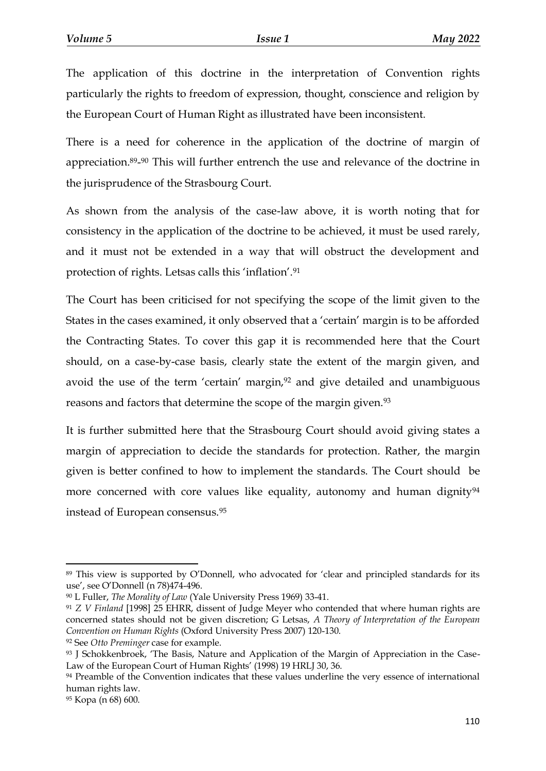The application of this doctrine in the interpretation of Convention rights particularly the rights to freedom of expression, thought, conscience and religion by the European Court of Human Right as illustrated have been inconsistent.

There is a need for coherence in the application of the doctrine of margin of appreciation.[89]-[90] This will further entrench the use and relevance of the doctrine in the jurisprudence of the Strasbourg Court.

As shown from the analysis of the case-law above, it is worth noting that for consistency in the application of the doctrine to be achieved, it must be used rarely, and it must not be extended in a way that will obstruct the development and protection of rights. Letsas calls this 'inflation'.[91]

The Court has been criticised for not specifying the scope of the limit given to the States in the cases examined, it only observed that a 'certain' margin is to be afforded the Contracting States. To cover this gap it is recommended here that the Court should, on a case-by-case basis, clearly state the extent of the margin given, and avoid the use of the term 'certain' margin,[92] and give detailed and unambiguous reasons and factors that determine the scope of the margin given.[93]

It is further submitted here that the Strasbourg Court should avoid giving states a margin of appreciation to decide the standards for protection. Rather, the margin given is better confined to how to implement the standards. The Court should be more concerned with core values like equality, autonomy and human dignity[94] instead of European consensus.[95]

---

[89] This view is supported by O'Donnell, who advocated for 'clear and principled standards for its use', see O'Donnell (n 78)474-496.

[90] L Fuller, *The Morality of Law* (Yale University Press 1969) 33-41.

[91] *Z V Finland* [1998] 25 EHRR, dissent of Judge Meyer who contended that where human rights are concerned states should not be given discretion; G Letsas, *A Theory of Interpretation of the European Convention on Human Rights* (Oxford University Press 2007) 120-130.

[92] See *Otto Preminger* case for example.

[93] J Schokkenbroek, 'The Basis, Nature and Application of the Margin of Appreciation in the Case-Law of the European Court of Human Rights' (1998) 19 HRLJ 30, 36.

[94] Preamble of the Convention indicates that these values underline the very essence of international human rights law.

[95] Kopa (n 68) 600.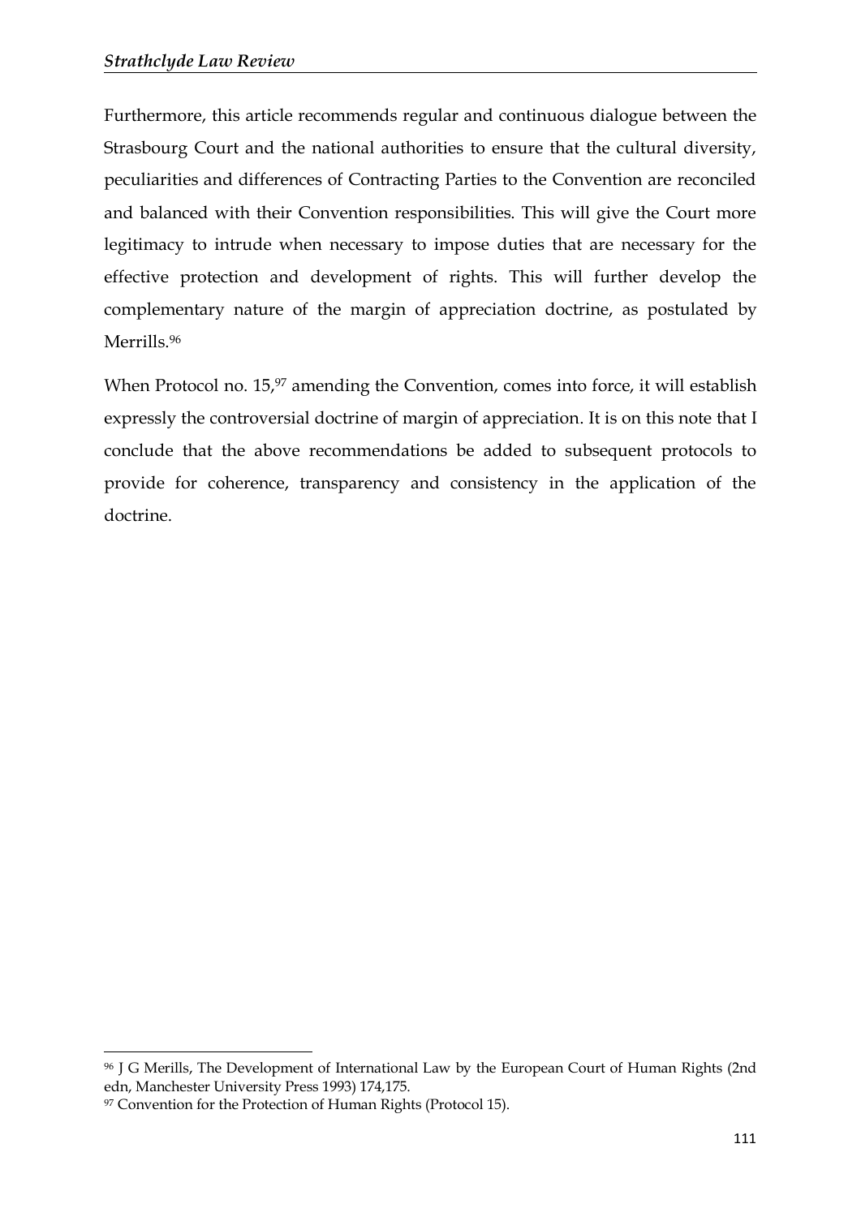Furthermore, this article recommends regular and continuous dialogue between the Strasbourg Court and the national authorities to ensure that the cultural diversity, peculiarities and differences of Contracting Parties to the Convention are reconciled and balanced with their Convention responsibilities. This will give the Court more legitimacy to intrude when necessary to impose duties that are necessary for the effective protection and development of rights. This will further develop the complementary nature of the margin of appreciation doctrine, as postulated by Merrills.[96]

When Protocol no. 15,[97] amending the Convention, comes into force, it will establish expressly the controversial doctrine of margin of appreciation. It is on this note that I conclude that the above recommendations be added to subsequent protocols to provide for coherence, transparency and consistency in the application of the doctrine.

---

[96] J G Merills, The Development of International Law by the European Court of Human Rights (2nd edn, Manchester University Press 1993) 174,175.

[97] Convention for the Protection of Human Rights (Protocol 15).